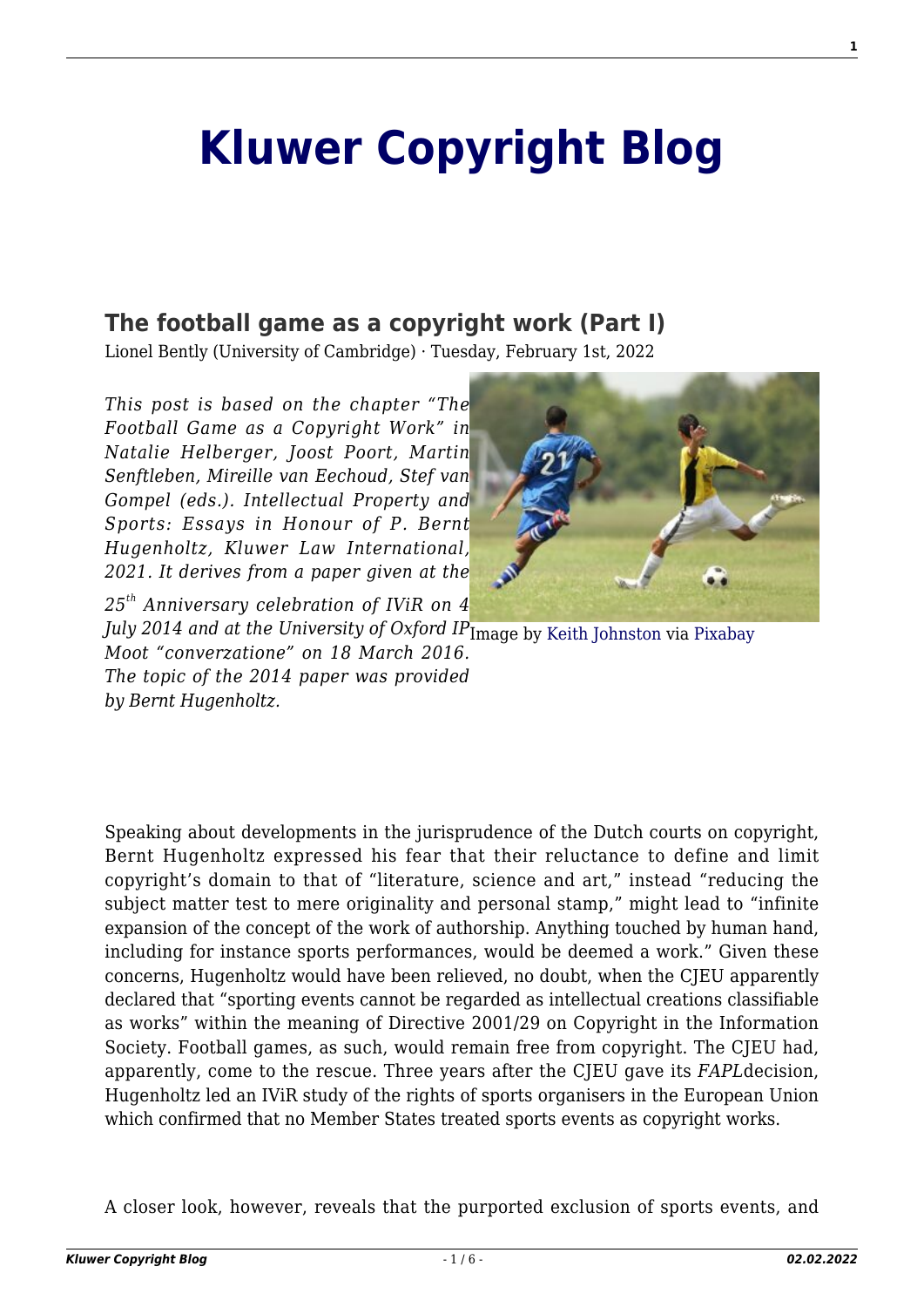# Kluwer Copyright Blog

## The football game as a copyright work (Part I)

Lionel Bently (University of Cambridge) · Tuesday, February 1st, 2022

*This post is based on the chapter "The Football Game as a Copyright Work" in Natalie Helberger, Joost Poort, Martin Senftleben, Mireille van Eechoud, Stef van Gompel (eds.). Intellectual Property and Sports: Essays in Honour of P. Bernt Hugenholtz, Kluwer Law International, 2021. It derives from a paper given at the 25th Anniversary celebration of IViR on 4 July 2014 and at the University of Oxford IP Moot "converzatione" on 18 March 2016. The topic of the 2014 paper was provided by Bernt Hugenholtz.*

Image by Keith Johnston via Pixabay

Speaking about developments in the jurisprudence of the Dutch courts on copyright, Bernt Hugenholtz expressed his fear that their reluctance to define and limit copyright's domain to that of "literature, science and art," instead "reducing the subject matter test to mere originality and personal stamp," might lead to "infinite expansion of the concept of the work of authorship. Anything touched by human hand, including for instance sports performances, would be deemed a work." Given these concerns, Hugenholtz would have been relieved, no doubt, when the CJEU apparently declared that "sporting events cannot be regarded as intellectual creations classifiable as works" within the meaning of Directive 2001/29 on Copyright in the Information Society. Football games, as such, would remain free from copyright. The CJEU had, apparently, come to the rescue. Three years after the CJEU gave its *FAPL* decision, Hugenholtz led an IViR study of the rights of sports organisers in the European Union which confirmed that no Member States treated sports events as copyright works.

A closer look, however, reveals that the purported exclusion of sports events, and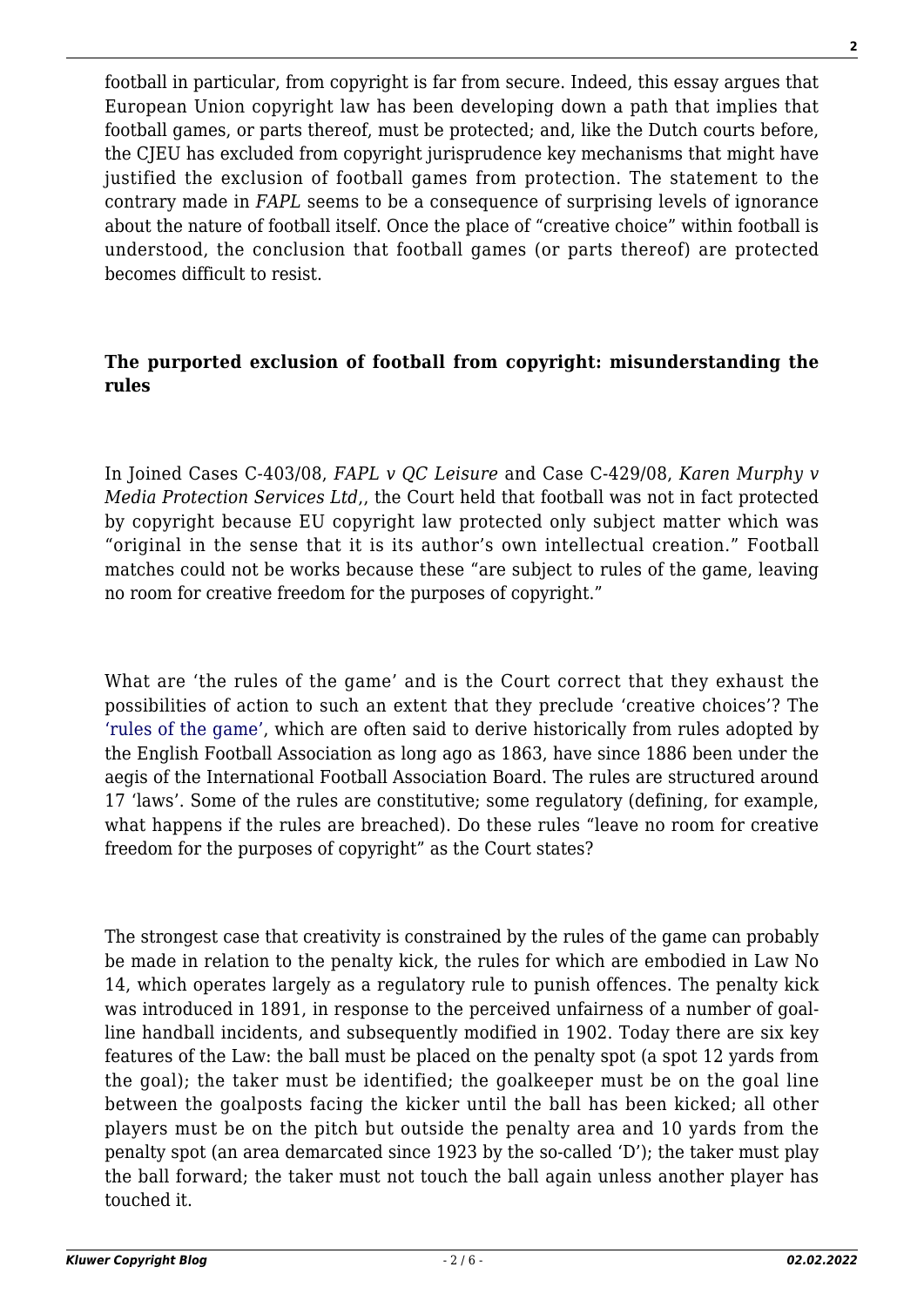football in particular, from copyright is far from secure. Indeed, this essay argues that European Union copyright law has been developing down a path that implies that football games, or parts thereof, must be protected; and, like the Dutch courts before, the CJEU has excluded from copyright jurisprudence key mechanisms that might have justified the exclusion of football games from protection. The statement to the contrary made in *FAPL* seems to be a consequence of surprising levels of ignorance about the nature of football itself. Once the place of "creative choice" within football is understood, the conclusion that football games (or parts thereof) are protected becomes difficult to resist.

**The purported exclusion of football from copyright: misunderstanding the rules**

In Joined Cases C-403/08, *FAPL v QC Leisure* and Case C-429/08, *Karen Murphy v Media Protection Services Ltd*,, the Court held that football was not in fact protected by copyright because EU copyright law protected only subject matter which was "original in the sense that it is its author's own intellectual creation." Football matches could not be works because these "are subject to rules of the game, leaving no room for creative freedom for the purposes of copyright."

What are 'the rules of the game' and is the Court correct that they exhaust the possibilities of action to such an extent that they preclude 'creative choices'? The 'rules of the game', which are often said to derive historically from rules adopted by the English Football Association as long ago as 1863, have since 1886 been under the aegis of the International Football Association Board. The rules are structured around 17 'laws'. Some of the rules are constitutive; some regulatory (defining, for example, what happens if the rules are breached). Do these rules "leave no room for creative freedom for the purposes of copyright" as the Court states?

The strongest case that creativity is constrained by the rules of the game can probably be made in relation to the penalty kick, the rules for which are embodied in Law No 14, which operates largely as a regulatory rule to punish offences. The penalty kick was introduced in 1891, in response to the perceived unfairness of a number of goal-line handball incidents, and subsequently modified in 1902. Today there are six key features of the Law: the ball must be placed on the penalty spot (a spot 12 yards from the goal); the taker must be identified; the goalkeeper must be on the goal line between the goalposts facing the kicker until the ball has been kicked; all other players must be on the pitch but outside the penalty area and 10 yards from the penalty spot (an area demarcated since 1923 by the so-called 'D'); the taker must play the ball forward; the taker must not touch the ball again unless another player has touched it.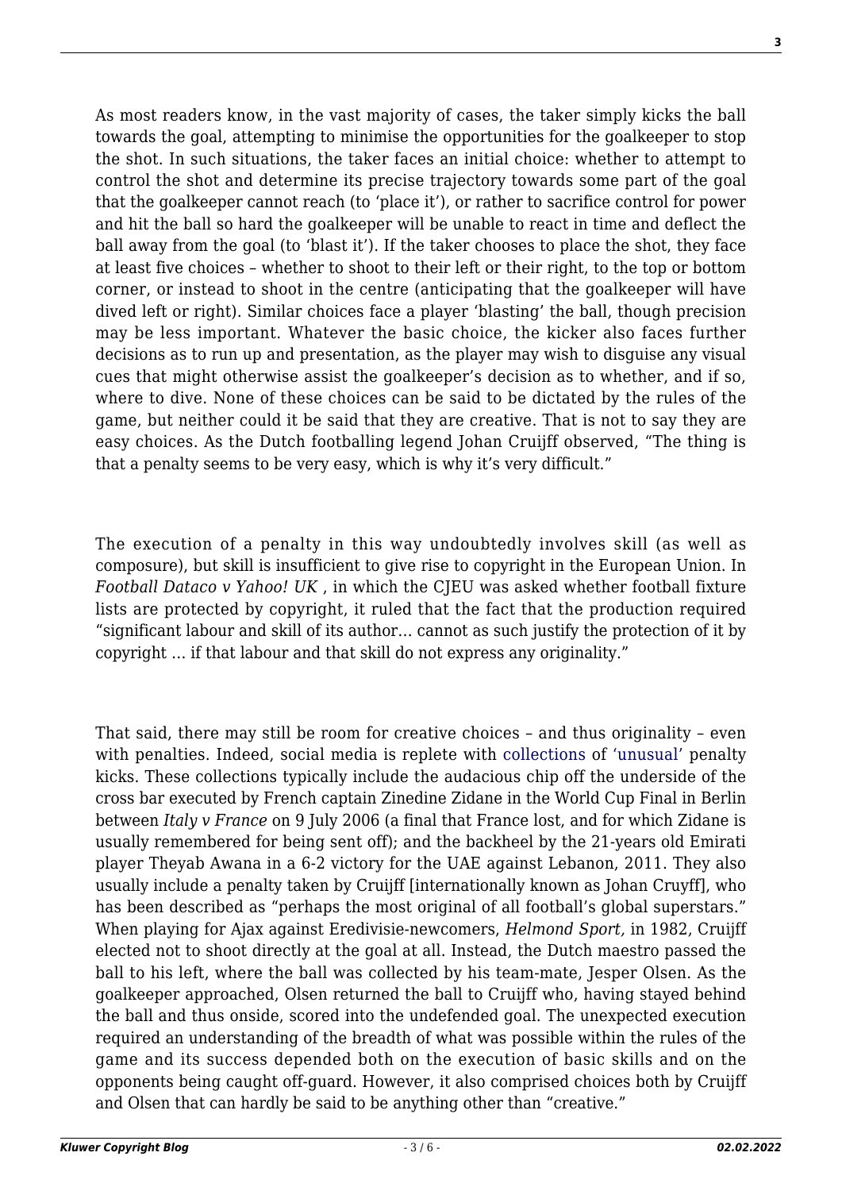As most readers know, in the vast majority of cases, the taker simply kicks the ball towards the goal, attempting to minimise the opportunities for the goalkeeper to stop the shot. In such situations, the taker faces an initial choice: whether to attempt to control the shot and determine its precise trajectory towards some part of the goal that the goalkeeper cannot reach (to 'place it'), or rather to sacrifice control for power and hit the ball so hard the goalkeeper will be unable to react in time and deflect the ball away from the goal (to 'blast it'). If the taker chooses to place the shot, they face at least five choices – whether to shoot to their left or their right, to the top or bottom corner, or instead to shoot in the centre (anticipating that the goalkeeper will have dived left or right). Similar choices face a player 'blasting' the ball, though precision may be less important. Whatever the basic choice, the kicker also faces further decisions as to run up and presentation, as the player may wish to disguise any visual cues that might otherwise assist the goalkeeper's decision as to whether, and if so, where to dive. None of these choices can be said to be dictated by the rules of the game, but neither could it be said that they are creative. That is not to say they are easy choices. As the Dutch footballing legend Johan Cruijff observed, "The thing is that a penalty seems to be very easy, which is why it's very difficult."

The execution of a penalty in this way undoubtedly involves skill (as well as composure), but skill is insufficient to give rise to copyright in the European Union. In *Football Dataco v Yahoo! UK* , in which the CJEU was asked whether football fixture lists are protected by copyright, it ruled that the fact that the production required "significant labour and skill of its author… cannot as such justify the protection of it by copyright … if that labour and that skill do not express any originality."

That said, there may still be room for creative choices – and thus originality – even with penalties. Indeed, social media is replete with collections of 'unusual' penalty kicks. These collections typically include the audacious chip off the underside of the cross bar executed by French captain Zinedine Zidane in the World Cup Final in Berlin between *Italy v France* on 9 July 2006 (a final that France lost, and for which Zidane is usually remembered for being sent off); and the backheel by the 21-years old Emirati player Theyab Awana in a 6-2 victory for the UAE against Lebanon, 2011. They also usually include a penalty taken by Cruijff [internationally known as Johan Cruyff], who has been described as "perhaps the most original of all football's global superstars." When playing for Ajax against Eredivisie-newcomers, *Helmond Sport,* in 1982, Cruijff elected not to shoot directly at the goal at all. Instead, the Dutch maestro passed the ball to his left, where the ball was collected by his team-mate, Jesper Olsen. As the goalkeeper approached, Olsen returned the ball to Cruijff who, having stayed behind the ball and thus onside, scored into the undefended goal. The unexpected execution required an understanding of the breadth of what was possible within the rules of the game and its success depended both on the execution of basic skills and on the opponents being caught off-guard. However, it also comprised choices both by Cruijff and Olsen that can hardly be said to be anything other than "creative."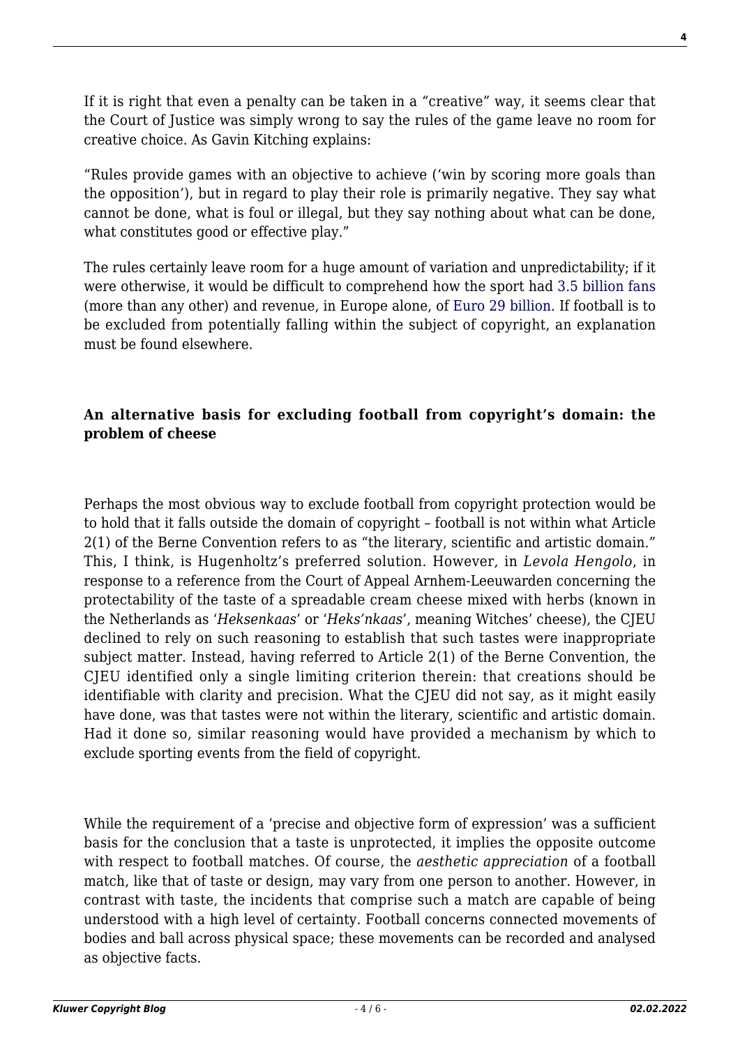If it is right that even a penalty can be taken in a "creative" way, it seems clear that the Court of Justice was simply wrong to say the rules of the game leave no room for creative choice. As Gavin Kitching explains:

"Rules provide games with an objective to achieve ('win by scoring more goals than the opposition'), but in regard to play their role is primarily negative. They say what cannot be done, what is foul or illegal, but they say nothing about what can be done, what constitutes good or effective play."

The rules certainly leave room for a huge amount of variation and unpredictability; if it were otherwise, it would be difficult to comprehend how the sport had 3.5 billion fans (more than any other) and revenue, in Europe alone, of Euro 29 billion. If football is to be excluded from potentially falling within the subject of copyright, an explanation must be found elsewhere.

### **An alternative basis for excluding football from copyright's domain: the problem of cheese**

Perhaps the most obvious way to exclude football from copyright protection would be to hold that it falls outside the domain of copyright – football is not within what Article 2(1) of the Berne Convention refers to as "the literary, scientific and artistic domain." This, I think, is Hugenholtz's preferred solution. However, in *Levola Hengolo*, in response to a reference from the Court of Appeal Arnhem-Leeuwarden concerning the protectability of the taste of a spreadable cream cheese mixed with herbs (known in the Netherlands as '*Heksenkaas*' or '*Heks'nkaas*', meaning Witches' cheese), the CJEU declined to rely on such reasoning to establish that such tastes were inappropriate subject matter. Instead, having referred to Article 2(1) of the Berne Convention, the CJEU identified only a single limiting criterion therein: that creations should be identifiable with clarity and precision. What the CJEU did not say, as it might easily have done, was that tastes were not within the literary, scientific and artistic domain. Had it done so, similar reasoning would have provided a mechanism by which to exclude sporting events from the field of copyright.

While the requirement of a 'precise and objective form of expression' was a sufficient basis for the conclusion that a taste is unprotected, it implies the opposite outcome with respect to football matches. Of course, the *aesthetic appreciation* of a football match, like that of taste or design, may vary from one person to another. However, in contrast with taste, the incidents that comprise such a match are capable of being understood with a high level of certainty. Football concerns connected movements of bodies and ball across physical space; these movements can be recorded and analysed as objective facts.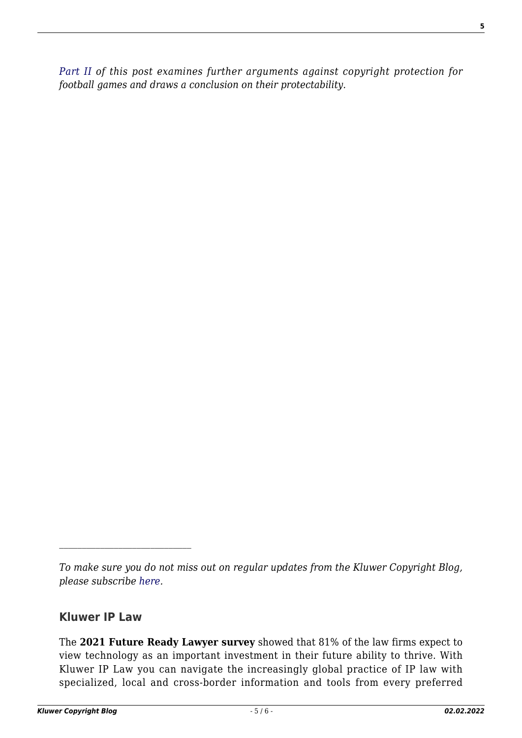*Part II of this post examines further arguments against copyright protection for football games and draws a conclusion on their protectability.*

---

*To make sure you do not miss out on regular updates from the Kluwer Copyright Blog, please subscribe here.*

## Kluwer IP Law

The **2021 Future Ready Lawyer survey** showed that 81% of the law firms expect to view technology as an important investment in their future ability to thrive. With Kluwer IP Law you can navigate the increasingly global practice of IP law with specialized, local and cross-border information and tools from every preferred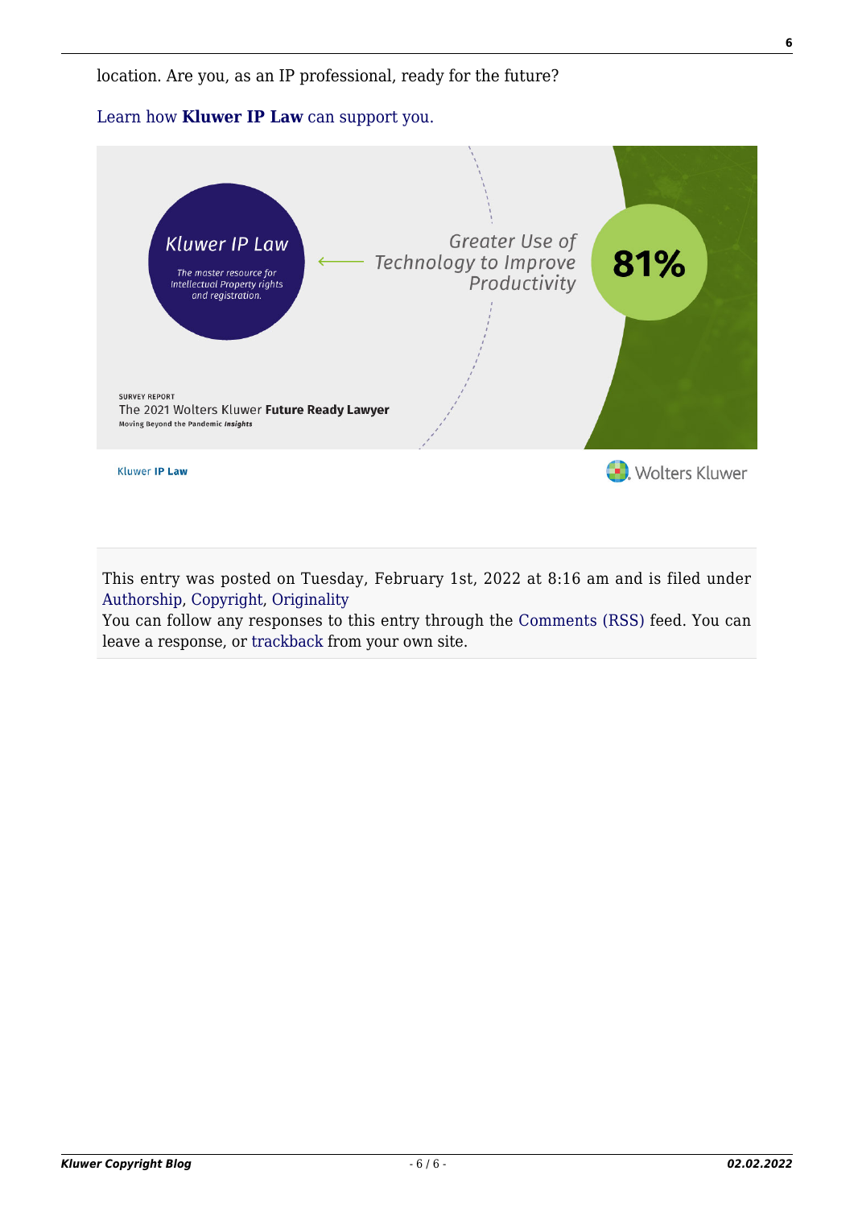location. Are you, as an IP professional, ready for the future?

Learn how **Kluwer IP Law** can support you.

Kluwer IP Law

The master resource for Intellectual Property rights and registration.

Greater Use of Technology to Improve Productivity

81%

SURVEY REPORT

The 2021 Wolters Kluwer **Future Ready Lawyer**

Moving Beyond the Pandemic *Insights*

Kluwer **IP Law**

Wolters Kluwer

This entry was posted on Tuesday, February 1st, 2022 at 8:16 am and is filed under Authorship, Copyright, Originality

You can follow any responses to this entry through the Comments (RSS) feed. You can leave a response, or trackback from your own site.